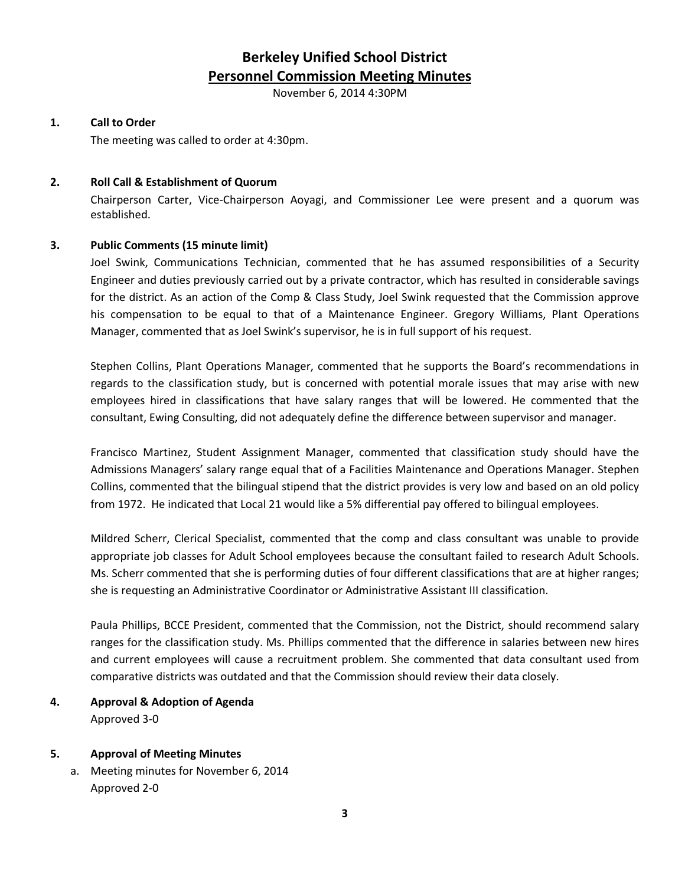# Berkeley Unified School District

## Personnel Commission Meeting Minutes

November 6, 2014 4:30PM

**1. Call to Order**

The meeting was called to order at 4:30pm.

**2. Roll Call & Establishment of Quorum**

Chairperson Carter, Vice-Chairperson Aoyagi, and Commissioner Lee were present and a quorum was established.

**3. Public Comments (15 minute limit)**

Joel Swink, Communications Technician, commented that he has assumed responsibilities of a Security Engineer and duties previously carried out by a private contractor, which has resulted in considerable savings for the district. As an action of the Comp & Class Study, Joel Swink requested that the Commission approve his compensation to be equal to that of a Maintenance Engineer. Gregory Williams, Plant Operations Manager, commented that as Joel Swink's supervisor, he is in full support of his request.

Stephen Collins, Plant Operations Manager, commented that he supports the Board's recommendations in regards to the classification study, but is concerned with potential morale issues that may arise with new employees hired in classifications that have salary ranges that will be lowered. He commented that the consultant, Ewing Consulting, did not adequately define the difference between supervisor and manager.

Francisco Martinez, Student Assignment Manager, commented that classification study should have the Admissions Managers' salary range equal that of a Facilities Maintenance and Operations Manager. Stephen Collins, commented that the bilingual stipend that the district provides is very low and based on an old policy from 1972. He indicated that Local 21 would like a 5% differential pay offered to bilingual employees.

Mildred Scherr, Clerical Specialist, commented that the comp and class consultant was unable to provide appropriate job classes for Adult School employees because the consultant failed to research Adult Schools. Ms. Scherr commented that she is performing duties of four different classifications that are at higher ranges; she is requesting an Administrative Coordinator or Administrative Assistant III classification.

Paula Phillips, BCCE President, commented that the Commission, not the District, should recommend salary ranges for the classification study. Ms. Phillips commented that the difference in salaries between new hires and current employees will cause a recruitment problem. She commented that data consultant used from comparative districts was outdated and that the Commission should review their data closely.

**4. Approval & Adoption of Agenda**

Approved 3-0

**5. Approval of Meeting Minutes**

a. Meeting minutes for November 6, 2014
   Approved 2-0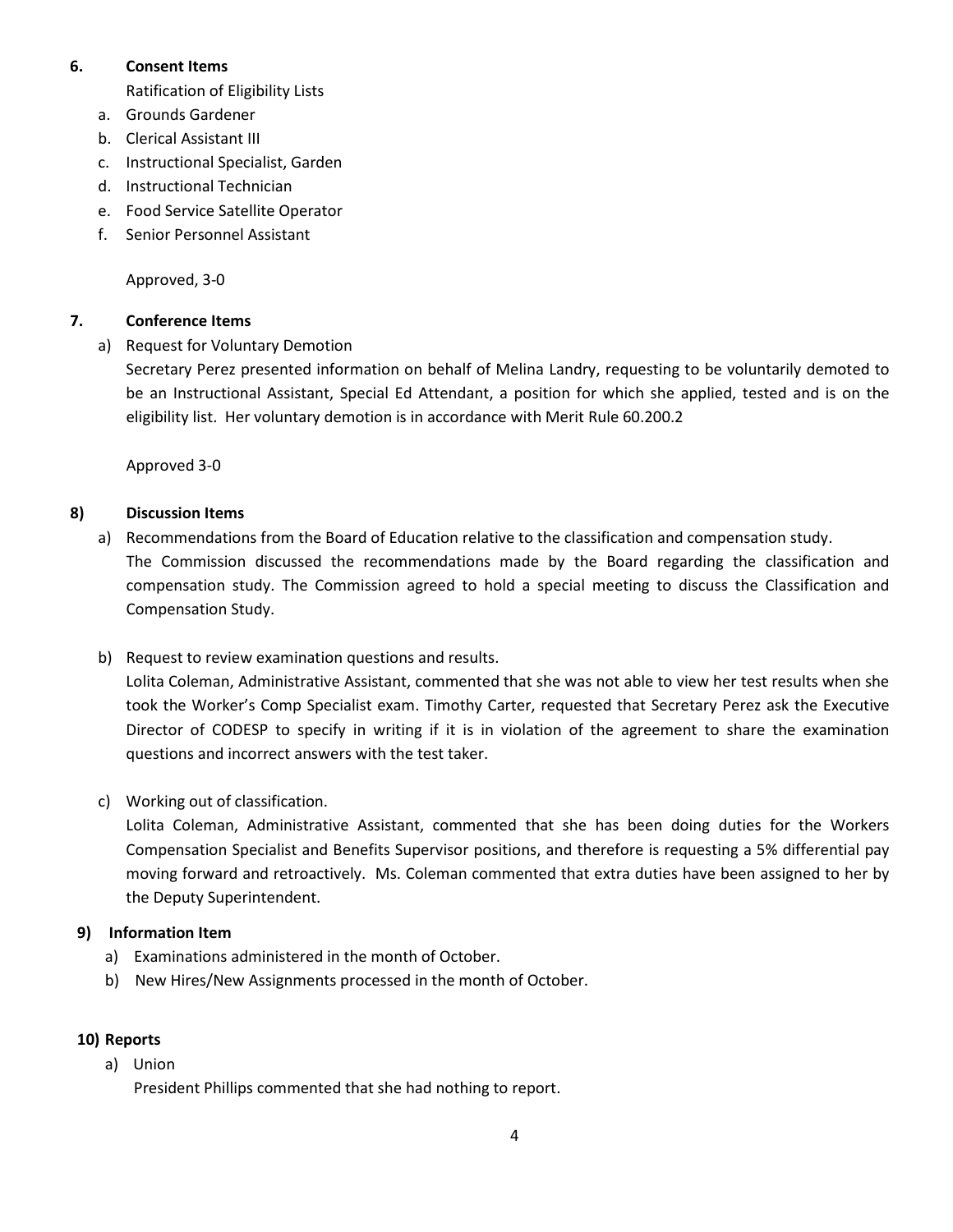**6. Consent Items**

Ratification of Eligibility Lists

a. Grounds Gardener
b. Clerical Assistant III
c. Instructional Specialist, Garden
d. Instructional Technician
e. Food Service Satellite Operator
f. Senior Personnel Assistant

Approved, 3-0

**7. Conference Items**

a) Request for Voluntary Demotion

Secretary Perez presented information on behalf of Melina Landry, requesting to be voluntarily demoted to be an Instructional Assistant, Special Ed Attendant, a position for which she applied, tested and is on the eligibility list. Her voluntary demotion is in accordance with Merit Rule 60.200.2

Approved 3-0

**8) Discussion Items**

a) Recommendations from the Board of Education relative to the classification and compensation study.

The Commission discussed the recommendations made by the Board regarding the classification and compensation study. The Commission agreed to hold a special meeting to discuss the Classification and Compensation Study.

b) Request to review examination questions and results.

Lolita Coleman, Administrative Assistant, commented that she was not able to view her test results when she took the Worker's Comp Specialist exam. Timothy Carter, requested that Secretary Perez ask the Executive Director of CODESP to specify in writing if it is in violation of the agreement to share the examination questions and incorrect answers with the test taker.

c) Working out of classification.

Lolita Coleman, Administrative Assistant, commented that she has been doing duties for the Workers Compensation Specialist and Benefits Supervisor positions, and therefore is requesting a 5% differential pay moving forward and retroactively. Ms. Coleman commented that extra duties have been assigned to her by the Deputy Superintendent.

**9) Information Item**

a) Examinations administered in the month of October.
b) New Hires/New Assignments processed in the month of October.

**10) Reports**

a) Union

President Phillips commented that she had nothing to report.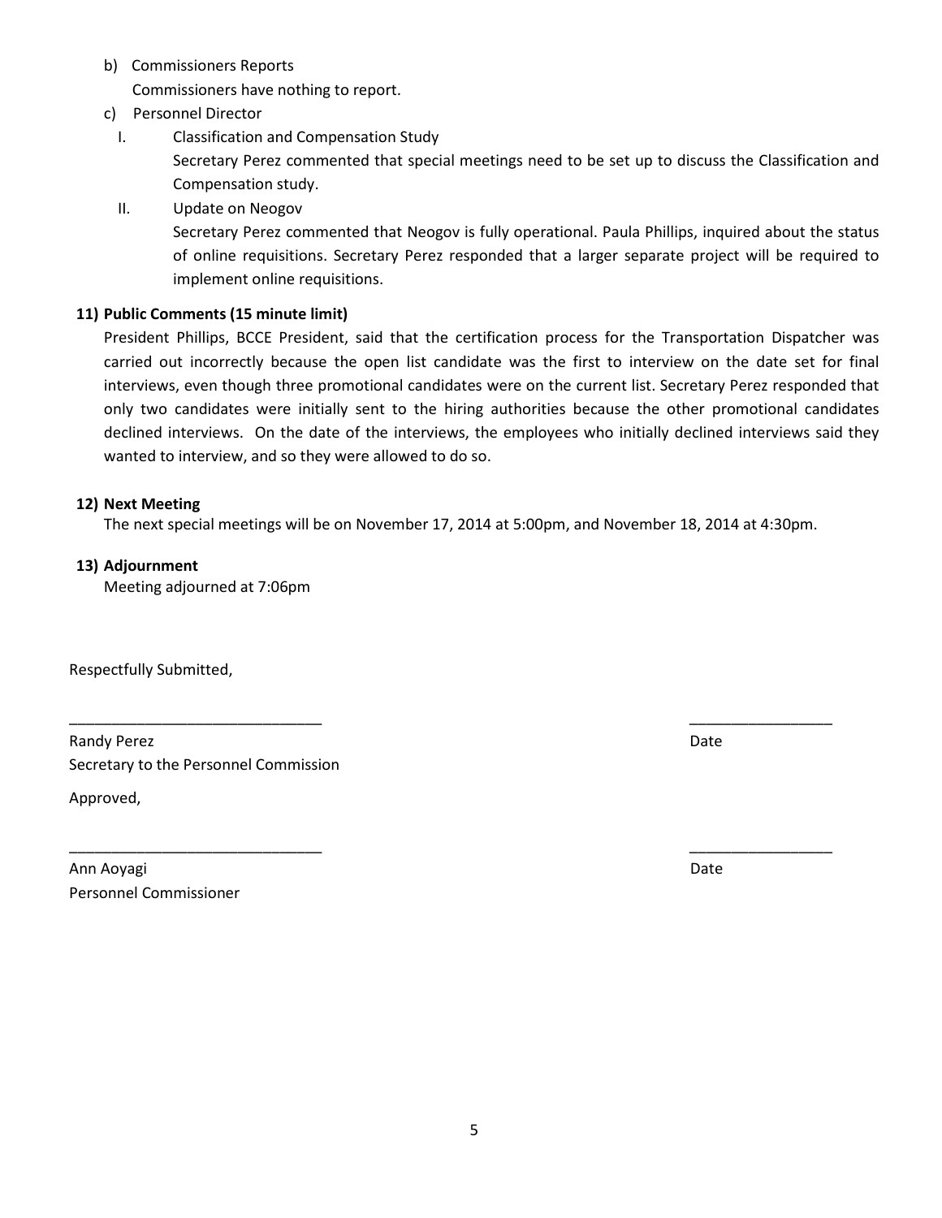b) Commissioners Reports

Commissioners have nothing to report.

c) Personnel Director

I. Classification and Compensation Study

Secretary Perez commented that special meetings need to be set up to discuss the Classification and Compensation study.

II. Update on Neogov

Secretary Perez commented that Neogov is fully operational. Paula Phillips, inquired about the status of online requisitions. Secretary Perez responded that a larger separate project will be required to implement online requisitions.

**11) Public Comments (15 minute limit)**

President Phillips, BCCE President, said that the certification process for the Transportation Dispatcher was carried out incorrectly because the open list candidate was the first to interview on the date set for final interviews, even though three promotional candidates were on the current list. Secretary Perez responded that only two candidates were initially sent to the hiring authorities because the other promotional candidates declined interviews. On the date of the interviews, the employees who initially declined interviews said they wanted to interview, and so they were allowed to do so.

**12) Next Meeting**

The next special meetings will be on November 17, 2014 at 5:00pm, and November 18, 2014 at 4:30pm.

**13) Adjournment**

Meeting adjourned at 7:06pm

Respectfully Submitted,

______________________________ ________________

Randy Perez Date

Secretary to the Personnel Commission

Approved,

______________________________ ________________

Ann Aoyagi Date

Personnel Commissioner